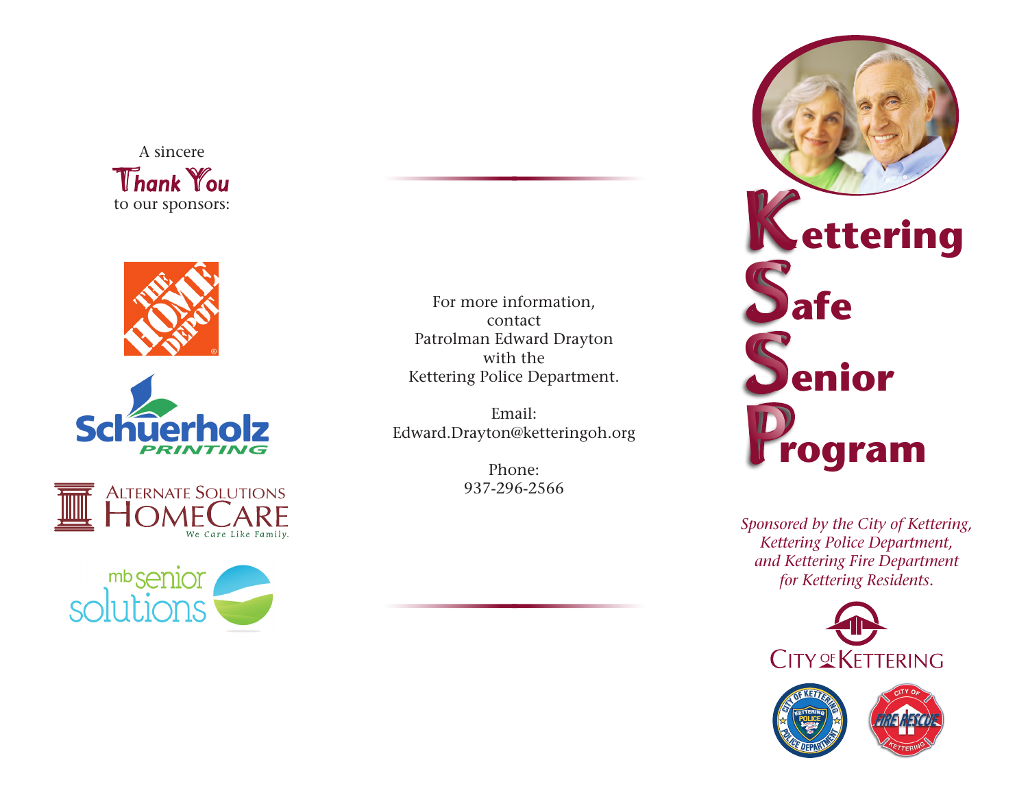A sincere **Thank You** to our sponsors:

The Home Depot

Schuerholz Printing

Alternate Solutions HomeCare
We Care Like Family.

mb senior solutions

For more information,
contact
Patrolman Edward Drayton
with the
Kettering Police Department.

Email:
Edward.Drayton@ketteringoh.org

Phone:
937-296-2566

# Kettering Safe Senior Program

*Sponsored by the City of Kettering, Kettering Police Department, and Kettering Fire Department for Kettering Residents.*

City of Kettering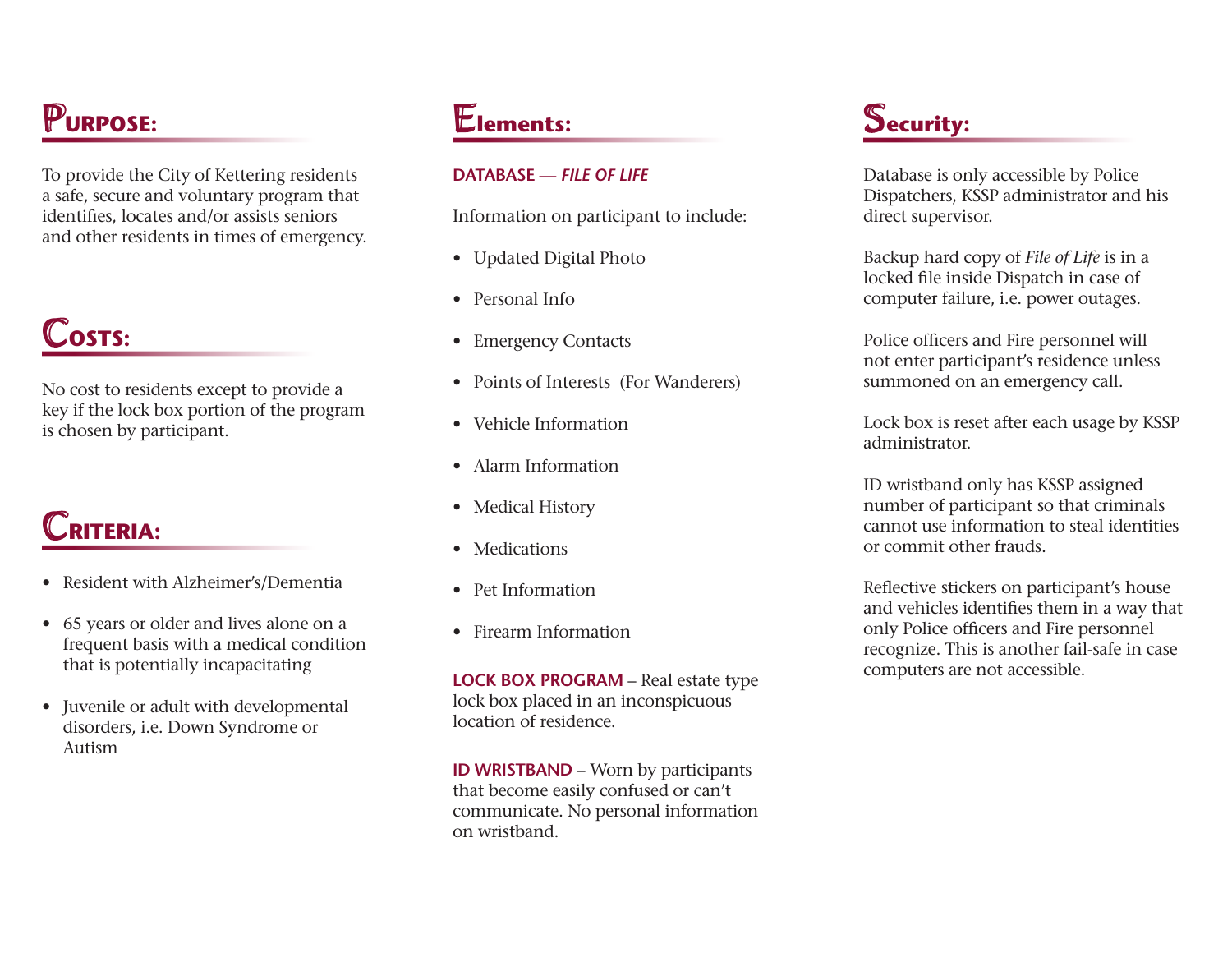## Purpose:

To provide the City of Kettering residents a safe, secure and voluntary program that identifies, locates and/or assists seniors and other residents in times of emergency.

## Costs:

No cost to residents except to provide a key if the lock box portion of the program is chosen by participant.

## Criteria:

- Resident with Alzheimer's/Dementia
- 65 years or older and lives alone on a frequent basis with a medical condition that is potentially incapacitating
- Juvenile or adult with developmental disorders, i.e. Down Syndrome or Autism

## Elements:

**DATABASE — *FILE OF LIFE***

Information on participant to include:

- Updated Digital Photo
- Personal Info
- Emergency Contacts
- Points of Interests (For Wanderers)
- Vehicle Information
- Alarm Information
- Medical History
- Medications
- Pet Information
- Firearm Information

**LOCK BOX PROGRAM** – Real estate type lock box placed in an inconspicuous location of residence.

**ID WRISTBAND** – Worn by participants that become easily confused or can't communicate. No personal information on wristband.

## Security:

Database is only accessible by Police Dispatchers, KSSP administrator and his direct supervisor.

Backup hard copy of *File of Life* is in a locked file inside Dispatch in case of computer failure, i.e. power outages.

Police officers and Fire personnel will not enter participant's residence unless summoned on an emergency call.

Lock box is reset after each usage by KSSP administrator.

ID wristband only has KSSP assigned number of participant so that criminals cannot use information to steal identities or commit other frauds.

Reflective stickers on participant's house and vehicles identifies them in a way that only Police officers and Fire personnel recognize. This is another fail-safe in case computers are not accessible.